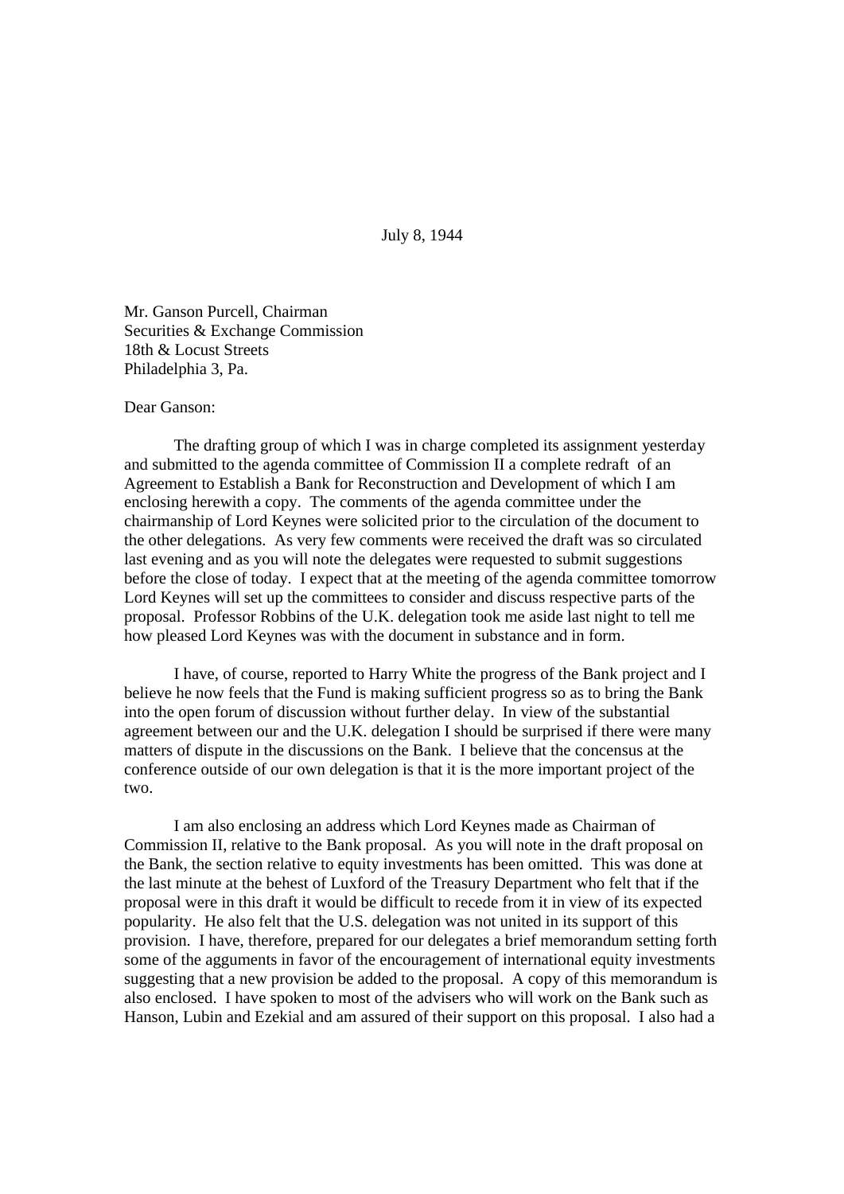July 8, 1944

Mr. Ganson Purcell, Chairman
Securities & Exchange Commission
18th & Locust Streets
Philadelphia 3, Pa.

Dear Ganson:

The drafting group of which I was in charge completed its assignment yesterday and submitted to the agenda committee of Commission II a complete redraft of an Agreement to Establish a Bank for Reconstruction and Development of which I am enclosing herewith a copy. The comments of the agenda committee under the chairmanship of Lord Keynes were solicited prior to the circulation of the document to the other delegations. As very few comments were received the draft was so circulated last evening and as you will note the delegates were requested to submit suggestions before the close of today. I expect that at the meeting of the agenda committee tomorrow Lord Keynes will set up the committees to consider and discuss respective parts of the proposal. Professor Robbins of the U.K. delegation took me aside last night to tell me how pleased Lord Keynes was with the document in substance and in form.

I have, of course, reported to Harry White the progress of the Bank project and I believe he now feels that the Fund is making sufficient progress so as to bring the Bank into the open forum of discussion without further delay. In view of the substantial agreement between our and the U.K. delegation I should be surprised if there were many matters of dispute in the discussions on the Bank. I believe that the concensus at the conference outside of our own delegation is that it is the more important project of the two.

I am also enclosing an address which Lord Keynes made as Chairman of Commission II, relative to the Bank proposal. As you will note in the draft proposal on the Bank, the section relative to equity investments has been omitted. This was done at the last minute at the behest of Luxford of the Treasury Department who felt that if the proposal were in this draft it would be difficult to recede from it in view of its expected popularity. He also felt that the U.S. delegation was not united in its support of this provision. I have, therefore, prepared for our delegates a brief memorandum setting forth some of the agguments in favor of the encouragement of international equity investments suggesting that a new provision be added to the proposal. A copy of this memorandum is also enclosed. I have spoken to most of the advisers who will work on the Bank such as Hanson, Lubin and Ezekial and am assured of their support on this proposal. I also had a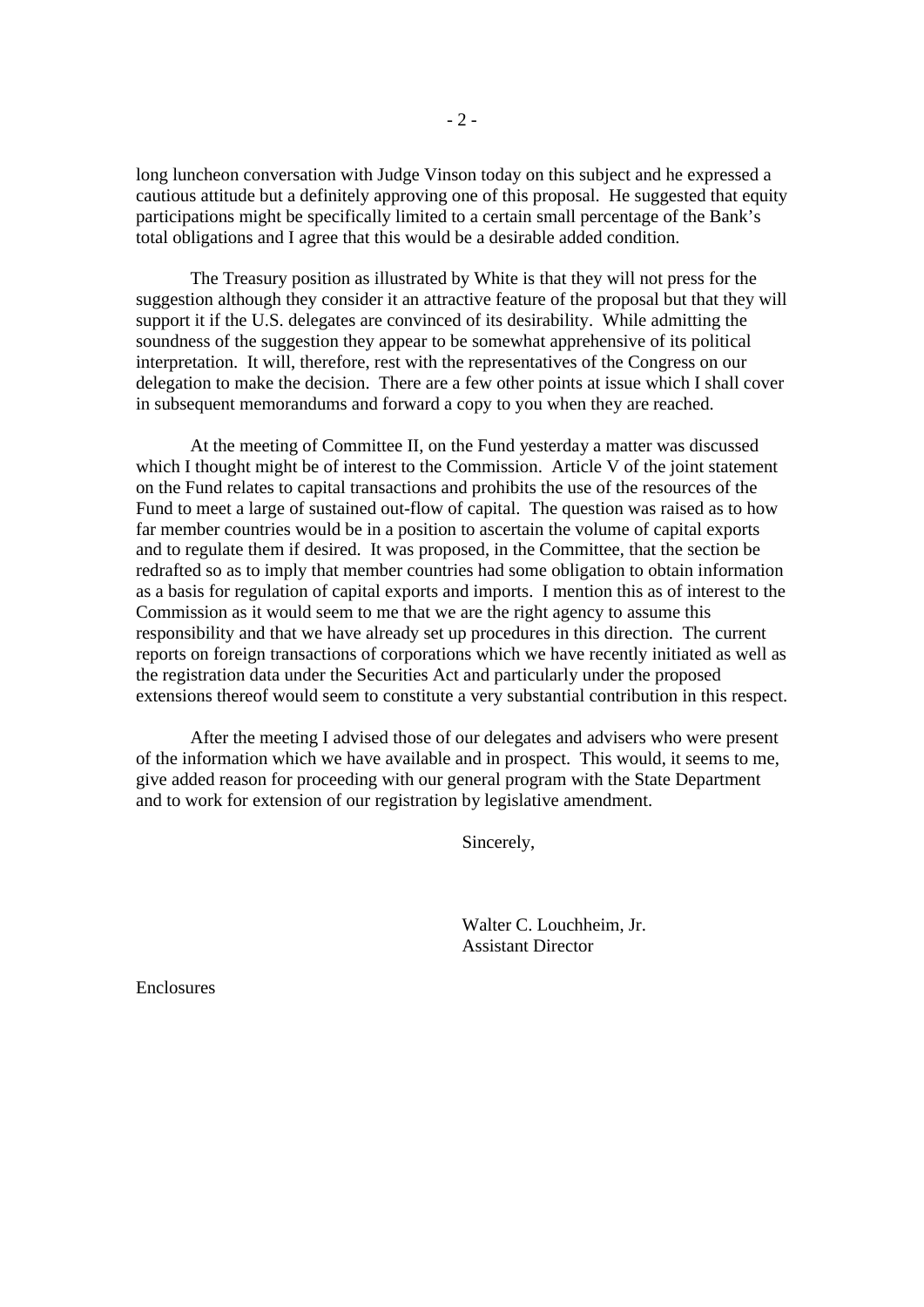long luncheon conversation with Judge Vinson today on this subject and he expressed a cautious attitude but a definitely approving one of this proposal. He suggested that equity participations might be specifically limited to a certain small percentage of the Bank's total obligations and I agree that this would be a desirable added condition.

The Treasury position as illustrated by White is that they will not press for the suggestion although they consider it an attractive feature of the proposal but that they will support it if the U.S. delegates are convinced of its desirability. While admitting the soundness of the suggestion they appear to be somewhat apprehensive of its political interpretation. It will, therefore, rest with the representatives of the Congress on our delegation to make the decision. There are a few other points at issue which I shall cover in subsequent memorandums and forward a copy to you when they are reached.

At the meeting of Committee II, on the Fund yesterday a matter was discussed which I thought might be of interest to the Commission. Article V of the joint statement on the Fund relates to capital transactions and prohibits the use of the resources of the Fund to meet a large of sustained out-flow of capital. The question was raised as to how far member countries would be in a position to ascertain the volume of capital exports and to regulate them if desired. It was proposed, in the Committee, that the section be redrafted so as to imply that member countries had some obligation to obtain information as a basis for regulation of capital exports and imports. I mention this as of interest to the Commission as it would seem to me that we are the right agency to assume this responsibility and that we have already set up procedures in this direction. The current reports on foreign transactions of corporations which we have recently initiated as well as the registration data under the Securities Act and particularly under the proposed extensions thereof would seem to constitute a very substantial contribution in this respect.

After the meeting I advised those of our delegates and advisers who were present of the information which we have available and in prospect. This would, it seems to me, give added reason for proceeding with our general program with the State Department and to work for extension of our registration by legislative amendment.

Sincerely,

Walter C. Louchheim, Jr.
Assistant Director

Enclosures